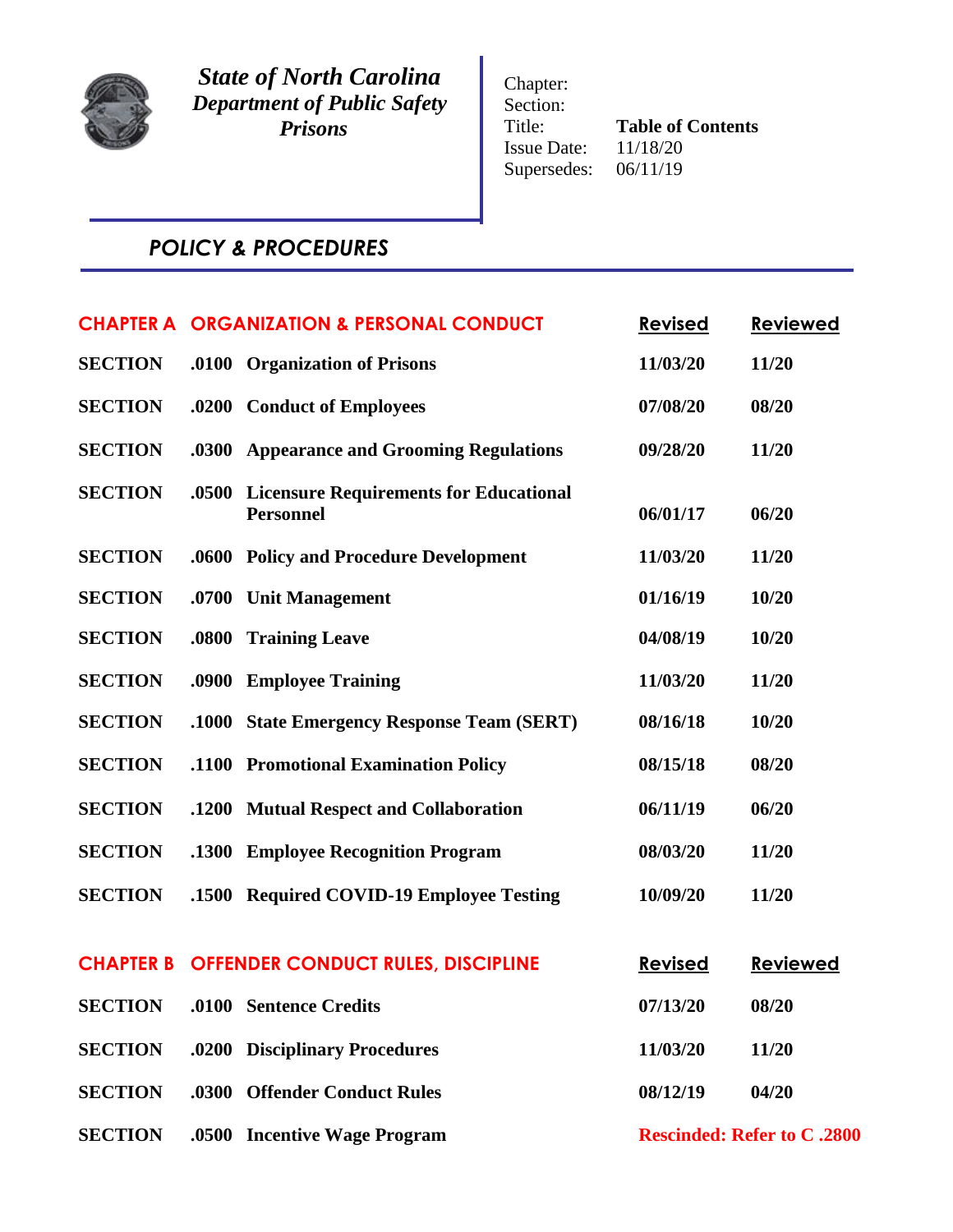***State of North Carolina***
***Department of Public Safety***
***Prisons***

Chapter:
Section:
Title: **Table of Contents**
Issue Date: 11/18/20
Supersedes: 06/11/19

## *POLICY & PROCEDURES*

| CHAPTER A | ORGANIZATION & PERSONAL CONDUCT | Revised | Reviewed |
|---|---|---|---|
| **SECTION** | **.0100 Organization of Prisons** | **11/03/20** | **11/20** |
| **SECTION** | **.0200 Conduct of Employees** | **07/08/20** | **08/20** |
| **SECTION** | **.0300 Appearance and Grooming Regulations** | **09/28/20** | **11/20** |
| **SECTION** | **.0500 Licensure Requirements for Educational Personnel** | **06/01/17** | **06/20** |
| **SECTION** | **.0600 Policy and Procedure Development** | **11/03/20** | **11/20** |
| **SECTION** | **.0700 Unit Management** | **01/16/19** | **10/20** |
| **SECTION** | **.0800 Training Leave** | **04/08/19** | **10/20** |
| **SECTION** | **.0900 Employee Training** | **11/03/20** | **11/20** |
| **SECTION** | **.1000 State Emergency Response Team (SERT)** | **08/16/18** | **10/20** |
| **SECTION** | **.1100 Promotional Examination Policy** | **08/15/18** | **08/20** |
| **SECTION** | **.1200 Mutual Respect and Collaboration** | **06/11/19** | **06/20** |
| **SECTION** | **.1300 Employee Recognition Program** | **08/03/20** | **11/20** |
| **SECTION** | **.1500 Required COVID-19 Employee Testing** | **10/09/20** | **11/20** |

| CHAPTER B | OFFENDER CONDUCT RULES, DISCIPLINE | Revised | Reviewed |
|---|---|---|---|
| **SECTION** | **.0100 Sentence Credits** | **07/13/20** | **08/20** |
| **SECTION** | **.0200 Disciplinary Procedures** | **11/03/20** | **11/20** |
| **SECTION** | **.0300 Offender Conduct Rules** | **08/12/19** | **04/20** |
| **SECTION** | **.0500 Incentive Wage Program** | **Rescinded: Refer to C .2800** | |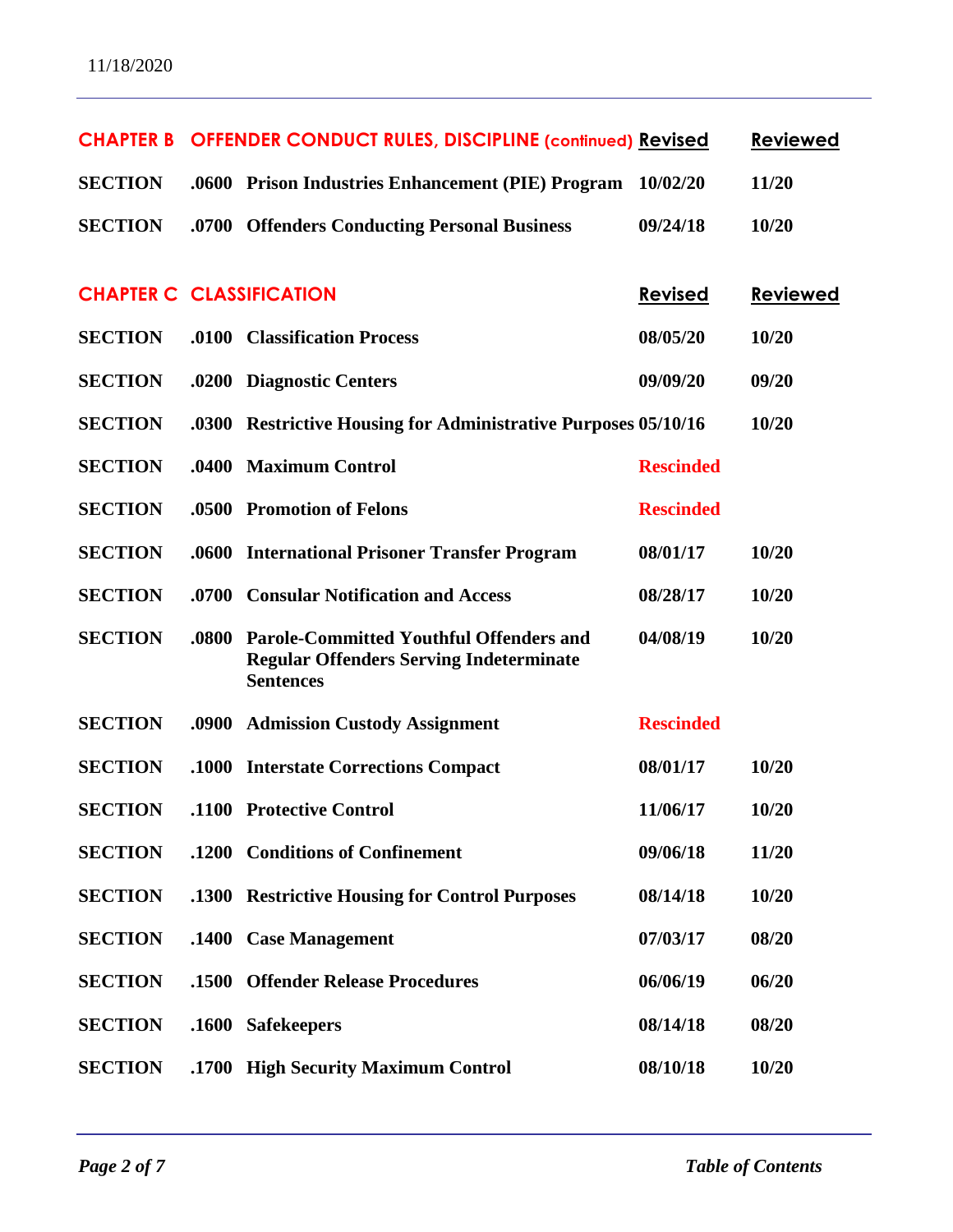| CHAPTER B | OFFENDER CONDUCT RULES, DISCIPLINE (continued) | | Revised | Reviewed |
|---|---|---|---|---|
| SECTION | .0600 | Prison Industries Enhancement (PIE) Program | 10/02/20 | 11/20 |
| SECTION | .0700 | Offenders Conducting Personal Business | 09/24/18 | 10/20 |

| CHAPTER C | CLASSIFICATION | | Revised | Reviewed |
|---|---|---|---|---|
| SECTION | .0100 | Classification Process | 08/05/20 | 10/20 |
| SECTION | .0200 | Diagnostic Centers | 09/09/20 | 09/20 |
| SECTION | .0300 | Restrictive Housing for Administrative Purposes | 05/10/16 | 10/20 |
| SECTION | .0400 | Maximum Control | Rescinded | |
| SECTION | .0500 | Promotion of Felons | Rescinded | |
| SECTION | .0600 | International Prisoner Transfer Program | 08/01/17 | 10/20 |
| SECTION | .0700 | Consular Notification and Access | 08/28/17 | 10/20 |
| SECTION | .0800 | Parole-Committed Youthful Offenders and Regular Offenders Serving Indeterminate Sentences | 04/08/19 | 10/20 |
| SECTION | .0900 | Admission Custody Assignment | Rescinded | |
| SECTION | .1000 | Interstate Corrections Compact | 08/01/17 | 10/20 |
| SECTION | .1100 | Protective Control | 11/06/17 | 10/20 |
| SECTION | .1200 | Conditions of Confinement | 09/06/18 | 11/20 |
| SECTION | .1300 | Restrictive Housing for Control Purposes | 08/14/18 | 10/20 |
| SECTION | .1400 | Case Management | 07/03/17 | 08/20 |
| SECTION | .1500 | Offender Release Procedures | 06/06/19 | 06/20 |
| SECTION | .1600 | Safekeepers | 08/14/18 | 08/20 |
| SECTION | .1700 | High Security Maximum Control | 08/10/18 | 10/20 |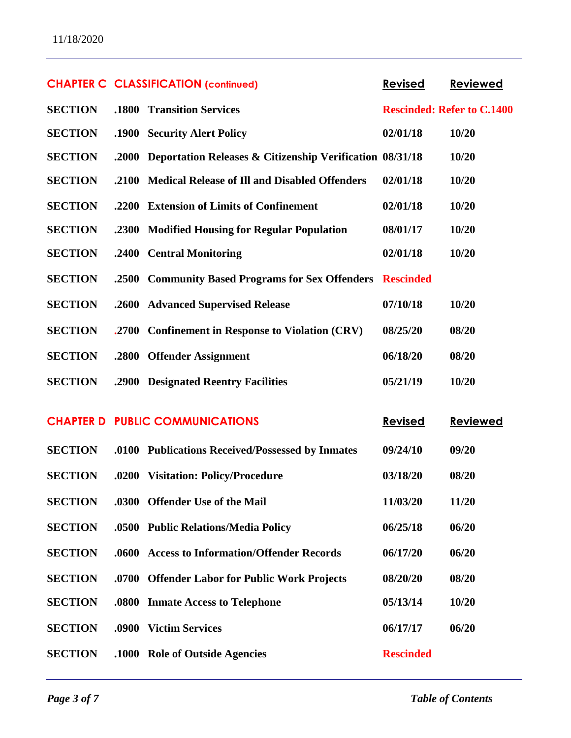| CHAPTER C | CLASSIFICATION (continued) | Revised | Reviewed |
|---|---|---|---|
| SECTION | .1800 Transition Services | Rescinded: Refer to C.1400 | |
| SECTION | .1900 Security Alert Policy | 02/01/18 | 10/20 |
| SECTION | .2000 Deportation Releases & Citizenship Verification | 08/31/18 | 10/20 |
| SECTION | .2100 Medical Release of Ill and Disabled Offenders | 02/01/18 | 10/20 |
| SECTION | .2200 Extension of Limits of Confinement | 02/01/18 | 10/20 |
| SECTION | .2300 Modified Housing for Regular Population | 08/01/17 | 10/20 |
| SECTION | .2400 Central Monitoring | 02/01/18 | 10/20 |
| SECTION | .2500 Community Based Programs for Sex Offenders | Rescinded | |
| SECTION | .2600 Advanced Supervised Release | 07/10/18 | 10/20 |
| SECTION | .2700 Confinement in Response to Violation (CRV) | 08/25/20 | 08/20 |
| SECTION | .2800 Offender Assignment | 06/18/20 | 08/20 |
| SECTION | .2900 Designated Reentry Facilities | 05/21/19 | 10/20 |

| CHAPTER D | PUBLIC COMMUNICATIONS | Revised | Reviewed |
|---|---|---|---|
| SECTION | .0100 Publications Received/Possessed by Inmates | 09/24/10 | 09/20 |
| SECTION | .0200 Visitation: Policy/Procedure | 03/18/20 | 08/20 |
| SECTION | .0300 Offender Use of the Mail | 11/03/20 | 11/20 |
| SECTION | .0500 Public Relations/Media Policy | 06/25/18 | 06/20 |
| SECTION | .0600 Access to Information/Offender Records | 06/17/20 | 06/20 |
| SECTION | .0700 Offender Labor for Public Work Projects | 08/20/20 | 08/20 |
| SECTION | .0800 Inmate Access to Telephone | 05/13/14 | 10/20 |
| SECTION | .0900 Victim Services | 06/17/17 | 06/20 |
| SECTION | .1000 Role of Outside Agencies | Rescinded | |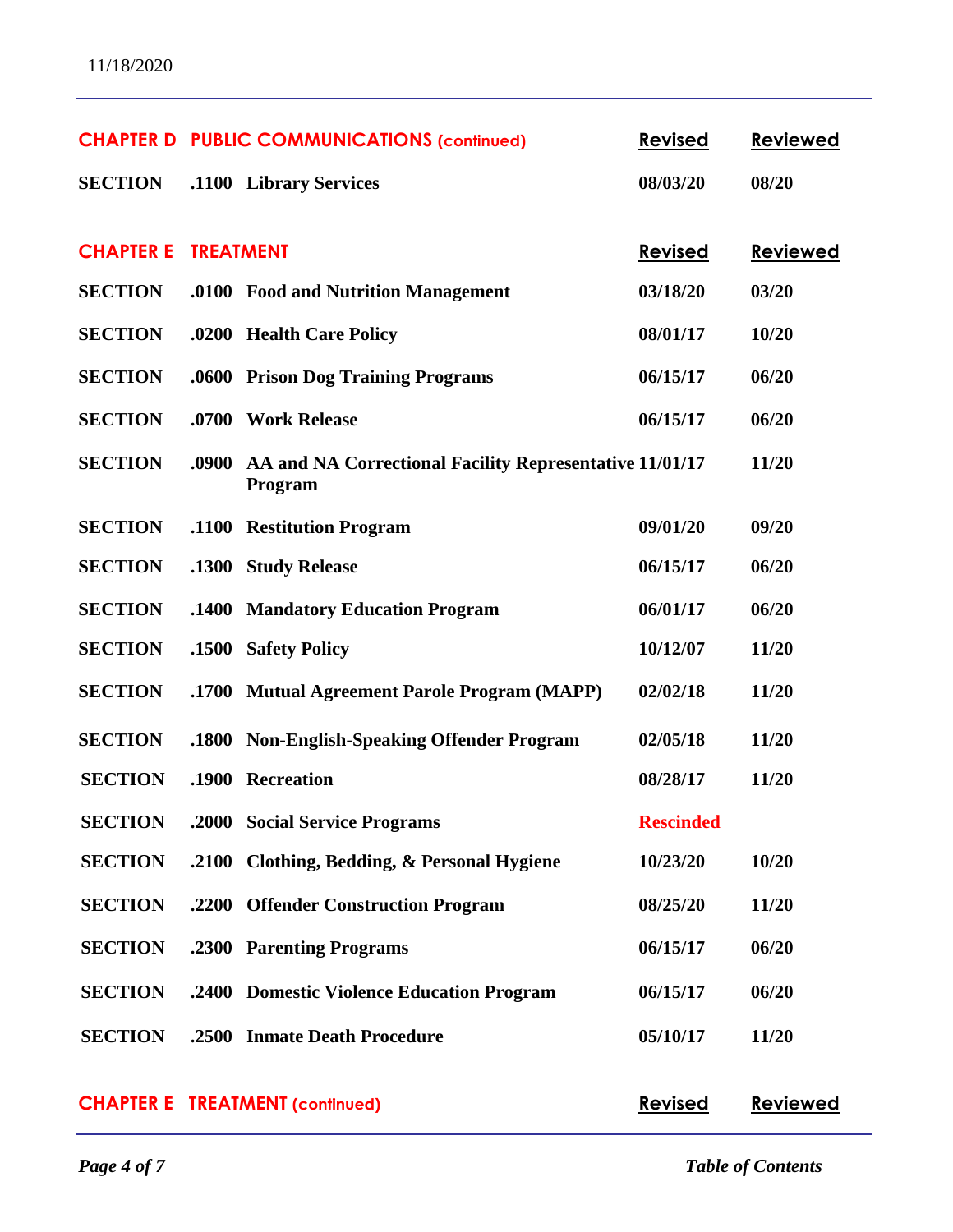| CHAPTER D | PUBLIC COMMUNICATIONS (continued) | Revised | Reviewed |
|---|---|---|---|
| SECTION | .1100 Library Services | 08/03/20 | 08/20 |

| CHAPTER E | TREATMENT | Revised | Reviewed |
|---|---|---|---|
| SECTION | .0100 Food and Nutrition Management | 03/18/20 | 03/20 |
| SECTION | .0200 Health Care Policy | 08/01/17 | 10/20 |
| SECTION | .0600 Prison Dog Training Programs | 06/15/17 | 06/20 |
| SECTION | .0700 Work Release | 06/15/17 | 06/20 |
| SECTION | .0900 AA and NA Correctional Facility Representative Program | 11/01/17 | 11/20 |
| SECTION | .1100 Restitution Program | 09/01/20 | 09/20 |
| SECTION | .1300 Study Release | 06/15/17 | 06/20 |
| SECTION | .1400 Mandatory Education Program | 06/01/17 | 06/20 |
| SECTION | .1500 Safety Policy | 10/12/07 | 11/20 |
| SECTION | .1700 Mutual Agreement Parole Program (MAPP) | 02/02/18 | 11/20 |
| SECTION | .1800 Non-English-Speaking Offender Program | 02/05/18 | 11/20 |
| SECTION | .1900 Recreation | 08/28/17 | 11/20 |
| SECTION | .2000 Social Service Programs | Rescinded | |
| SECTION | .2100 Clothing, Bedding, & Personal Hygiene | 10/23/20 | 10/20 |
| SECTION | .2200 Offender Construction Program | 08/25/20 | 11/20 |
| SECTION | .2300 Parenting Programs | 06/15/17 | 06/20 |
| SECTION | .2400 Domestic Violence Education Program | 06/15/17 | 06/20 |
| SECTION | .2500 Inmate Death Procedure | 05/10/17 | 11/20 |

| CHAPTER E | TREATMENT (continued) | Revised | Reviewed |
|---|---|---|---|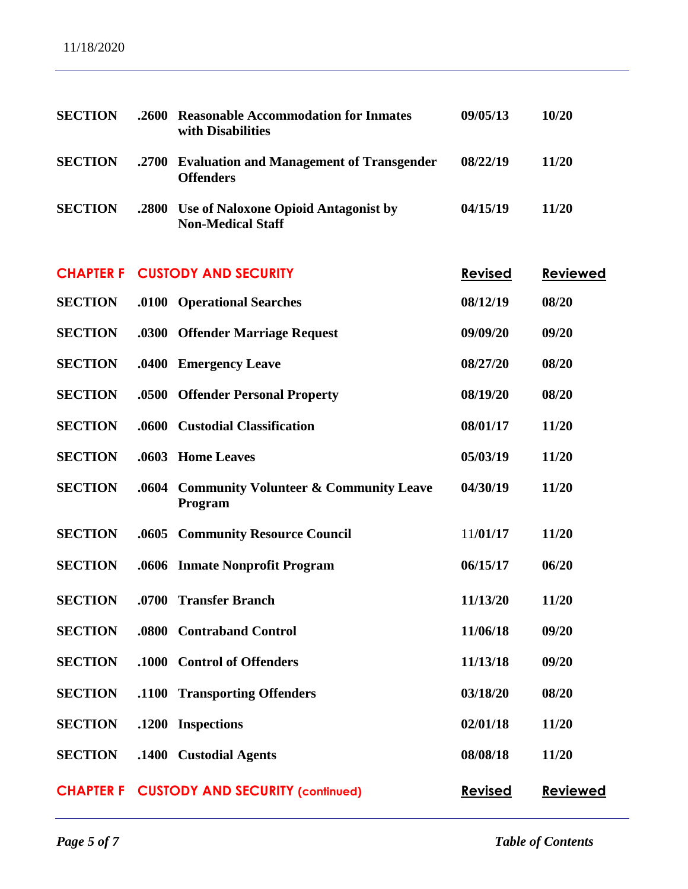| | | | Revised | Reviewed |
|---|---|---|---|---|
| **SECTION** | **.2600** | **Reasonable Accommodation for Inmates with Disabilities** | **09/05/13** | **10/20** |
| **SECTION** | **.2700** | **Evaluation and Management of Transgender Offenders** | **08/22/19** | **11/20** |
| **SECTION** | **.2800** | **Use of Naloxone Opioid Antagonist by Non-Medical Staff** | **04/15/19** | **11/20** |

| **CHAPTER F** | **CUSTODY AND SECURITY** | | **Revised** | **Reviewed** |
|---|---|---|---|---|
| **SECTION** | **.0100** | **Operational Searches** | **08/12/19** | **08/20** |
| **SECTION** | **.0300** | **Offender Marriage Request** | **09/09/20** | **09/20** |
| **SECTION** | **.0400** | **Emergency Leave** | **08/27/20** | **08/20** |
| **SECTION** | **.0500** | **Offender Personal Property** | **08/19/20** | **08/20** |
| **SECTION** | **.0600** | **Custodial Classification** | **08/01/17** | **11/20** |
| **SECTION** | **.0603** | **Home Leaves** | **05/03/19** | **11/20** |
| **SECTION** | **.0604** | **Community Volunteer & Community Leave Program** | **04/30/19** | **11/20** |
| **SECTION** | **.0605** | **Community Resource Council** | 11/**01/17** | **11/20** |
| **SECTION** | **.0606** | **Inmate Nonprofit Program** | **06/15/17** | **06/20** |
| **SECTION** | **.0700** | **Transfer Branch** | **11/13/20** | **11/20** |
| **SECTION** | **.0800** | **Contraband Control** | **11/06/18** | **09/20** |
| **SECTION** | **.1000** | **Control of Offenders** | **11/13/18** | **09/20** |
| **SECTION** | **.1100** | **Transporting Offenders** | **03/18/20** | **08/20** |
| **SECTION** | **.1200** | **Inspections** | **02/01/18** | **11/20** |
| **SECTION** | **.1400** | **Custodial Agents** | **08/08/18** | **11/20** |

| **CHAPTER F** | **CUSTODY AND SECURITY (continued)** | | **Revised** | **Reviewed** |
|---|---|---|---|---|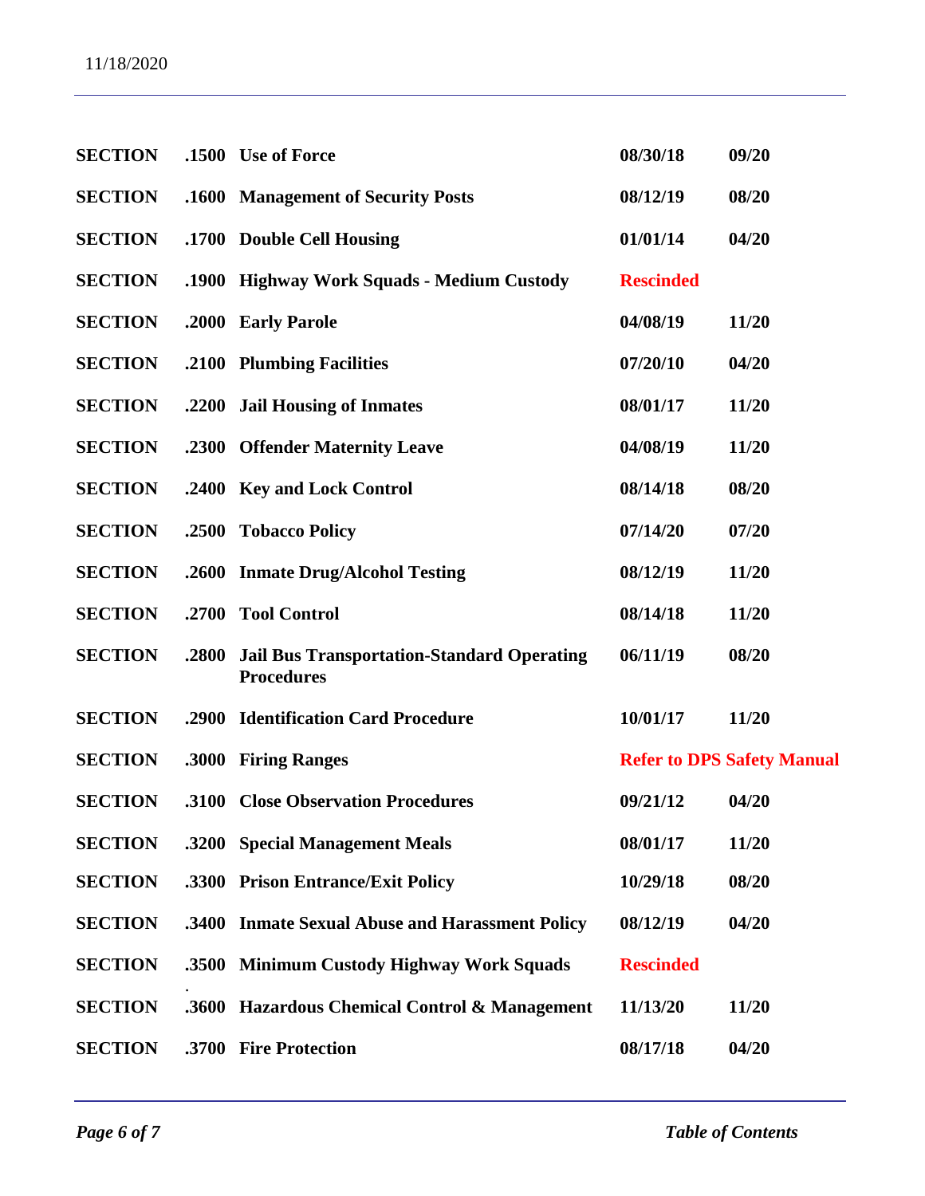| | | | | |
|---|---|---|---|---|
| **SECTION** | **.1500** | **Use of Force** | **08/30/18** | **09/20** |
| **SECTION** | **.1600** | **Management of Security Posts** | **08/12/19** | **08/20** |
| **SECTION** | **.1700** | **Double Cell Housing** | **01/01/14** | **04/20** |
| **SECTION** | **.1900** | **Highway Work Squads - Medium Custody** | **Rescinded** | |
| **SECTION** | **.2000** | **Early Parole** | **04/08/19** | **11/20** |
| **SECTION** | **.2100** | **Plumbing Facilities** | **07/20/10** | **04/20** |
| **SECTION** | **.2200** | **Jail Housing of Inmates** | **08/01/17** | **11/20** |
| **SECTION** | **.2300** | **Offender Maternity Leave** | **04/08/19** | **11/20** |
| **SECTION** | **.2400** | **Key and Lock Control** | **08/14/18** | **08/20** |
| **SECTION** | **.2500** | **Tobacco Policy** | **07/14/20** | **07/20** |
| **SECTION** | **.2600** | **Inmate Drug/Alcohol Testing** | **08/12/19** | **11/20** |
| **SECTION** | **.2700** | **Tool Control** | **08/14/18** | **11/20** |
| **SECTION** | **.2800** | **Jail Bus Transportation-Standard Operating Procedures** | **06/11/19** | **08/20** |
| **SECTION** | **.2900** | **Identification Card Procedure** | **10/01/17** | **11/20** |
| **SECTION** | **.3000** | **Firing Ranges** | **Refer to DPS Safety Manual** | |
| **SECTION** | **.3100** | **Close Observation Procedures** | **09/21/12** | **04/20** |
| **SECTION** | **.3200** | **Special Management Meals** | **08/01/17** | **11/20** |
| **SECTION** | **.3300** | **Prison Entrance/Exit Policy** | **10/29/18** | **08/20** |
| **SECTION** | **.3400** | **Inmate Sexual Abuse and Harassment Policy** | **08/12/19** | **04/20** |
| **SECTION** | **.3500** | **Minimum Custody Highway Work Squads** | **Rescinded** | |
| **SECTION** | **.3600** | **Hazardous Chemical Control & Management** | **11/13/20** | **11/20** |
| **SECTION** | **.3700** | **Fire Protection** | **08/17/18** | **04/20** |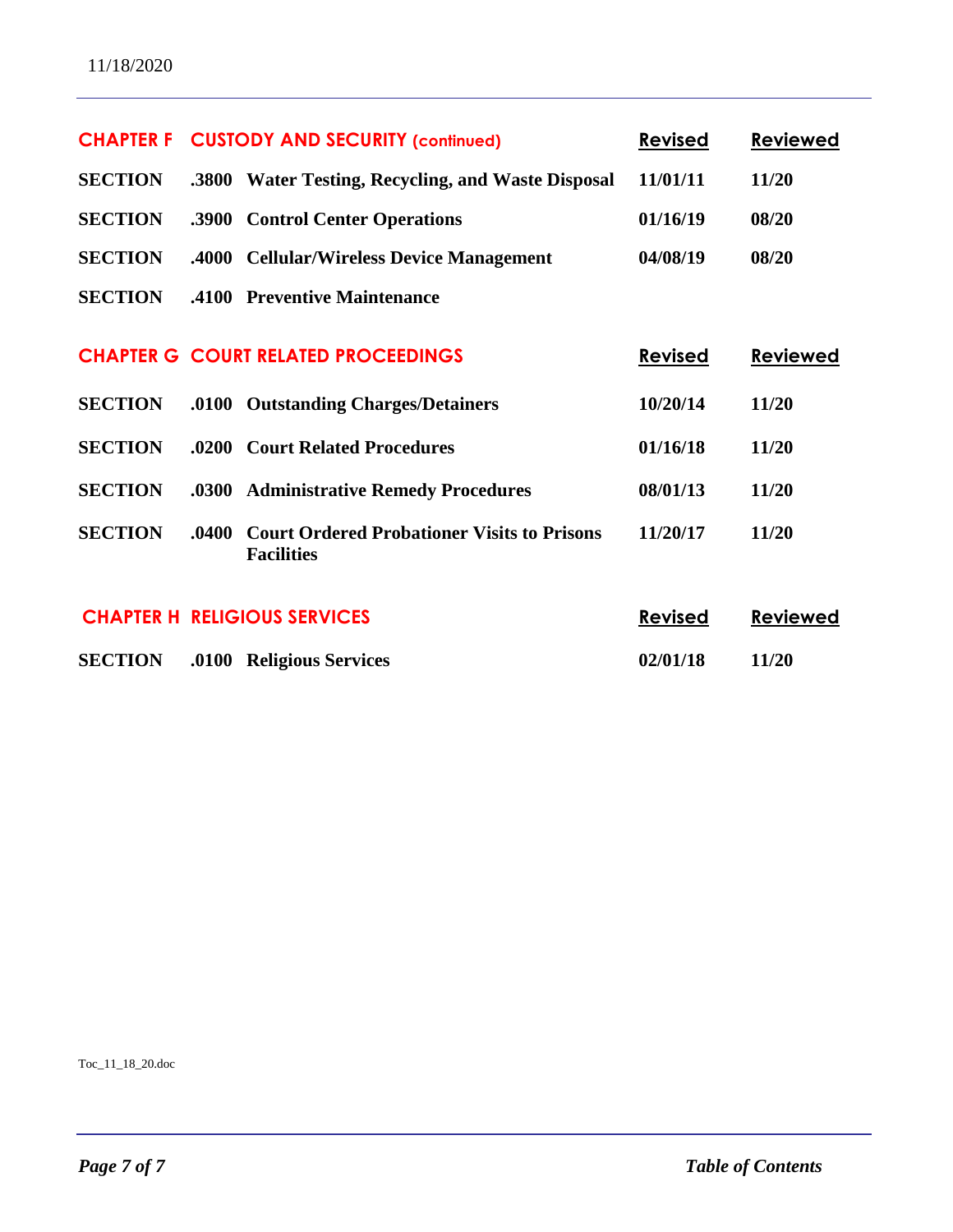| CHAPTER F | CUSTODY AND SECURITY (continued) | Revised | Reviewed |
|---|---|---|---|
| SECTION | .3800 Water Testing, Recycling, and Waste Disposal | 11/01/11 | 11/20 |
| SECTION | .3900 Control Center Operations | 01/16/19 | 08/20 |
| SECTION | .4000 Cellular/Wireless Device Management | 04/08/19 | 08/20 |
| SECTION | .4100 Preventive Maintenance | | |

| CHAPTER G | COURT RELATED PROCEEDINGS | Revised | Reviewed |
|---|---|---|---|
| SECTION | .0100 Outstanding Charges/Detainers | 10/20/14 | 11/20 |
| SECTION | .0200 Court Related Procedures | 01/16/18 | 11/20 |
| SECTION | .0300 Administrative Remedy Procedures | 08/01/13 | 11/20 |
| SECTION | .0400 Court Ordered Probationer Visits to Prisons Facilities | 11/20/17 | 11/20 |

| CHAPTER H | RELIGIOUS SERVICES | Revised | Reviewed |
|---|---|---|---|
| SECTION | .0100 Religious Services | 02/01/18 | 11/20 |

Toc_11_18_20.doc